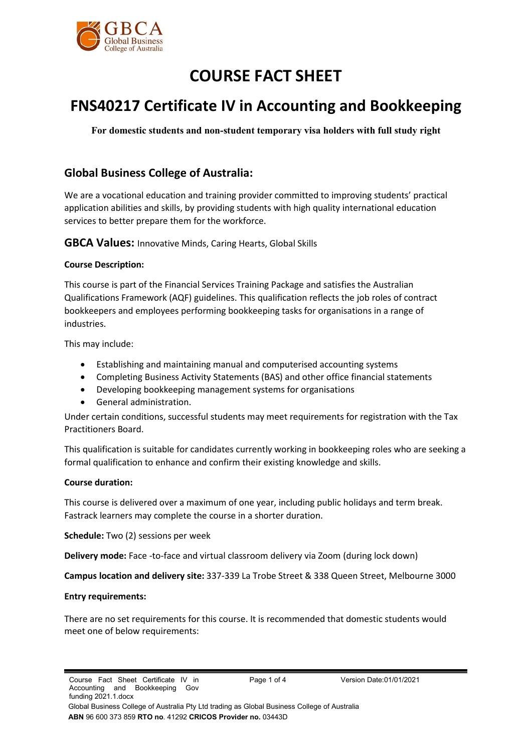# COURSE FACT SHEET

# FNS40217 Certificate IV in Accounting and Bookkeeping

**For domestic students and non-student temporary visa holders with full study right**

## Global Business College of Australia:

We are a vocational education and training provider committed to improving students' practical application abilities and skills, by providing students with high quality international education services to better prepare them for the workforce.

**GBCA Values:** Innovative Minds, Caring Hearts, Global Skills

**Course Description:**

This course is part of the Financial Services Training Package and satisfies the Australian Qualifications Framework (AQF) guidelines. This qualification reflects the job roles of contract bookkeepers and employees performing bookkeeping tasks for organisations in a range of industries.

This may include:

- Establishing and maintaining manual and computerised accounting systems
- Completing Business Activity Statements (BAS) and other office financial statements
- Developing bookkeeping management systems for organisations
- General administration.

Under certain conditions, successful students may meet requirements for registration with the Tax Practitioners Board.

This qualification is suitable for candidates currently working in bookkeeping roles who are seeking a formal qualification to enhance and confirm their existing knowledge and skills.

**Course duration:**

This course is delivered over a maximum of one year, including public holidays and term break. Fastrack learners may complete the course in a shorter duration.

**Schedule:** Two (2) sessions per week

**Delivery mode:** Face -to-face and virtual classroom delivery via Zoom (during lock down)

**Campus location and delivery site:** 337-339 La Trobe Street & 338 Queen Street, Melbourne 3000

**Entry requirements:**

There are no set requirements for this course. It is recommended that domestic students would meet one of below requirements: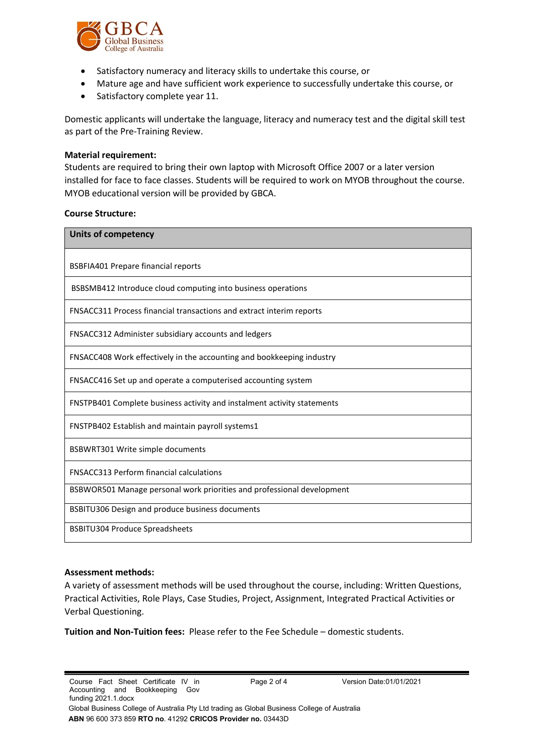- Satisfactory numeracy and literacy skills to undertake this course, or
- Mature age and have sufficient work experience to successfully undertake this course, or
- Satisfactory complete year 11.

Domestic applicants will undertake the language, literacy and numeracy test and the digital skill test as part of the Pre-Training Review.

**Material requirement:**
Students are required to bring their own laptop with Microsoft Office 2007 or a later version installed for face to face classes. Students will be required to work on MYOB throughout the course. MYOB educational version will be provided by GBCA.

**Course Structure:**

| Units of competency |
|---|
| BSBFIA401 Prepare financial reports |
| BSBSMB412 Introduce cloud computing into business operations |
| FNSACC311 Process financial transactions and extract interim reports |
| FNSACC312 Administer subsidiary accounts and ledgers |
| FNSACC408 Work effectively in the accounting and bookkeeping industry |
| FNSACC416 Set up and operate a computerised accounting system |
| FNSTPB401 Complete business activity and instalment activity statements |
| FNSTPB402 Establish and maintain payroll systems1 |
| BSBWRT301 Write simple documents |
| FNSACC313 Perform financial calculations |
| BSBWOR501 Manage personal work priorities and professional development |
| BSBITU306 Design and produce business documents |
| BSBITU304 Produce Spreadsheets |

**Assessment methods:**
A variety of assessment methods will be used throughout the course, including: Written Questions, Practical Activities, Role Plays, Case Studies, Project, Assignment, Integrated Practical Activities or Verbal Questioning.

**Tuition and Non-Tuition fees:** Please refer to the Fee Schedule – domestic students.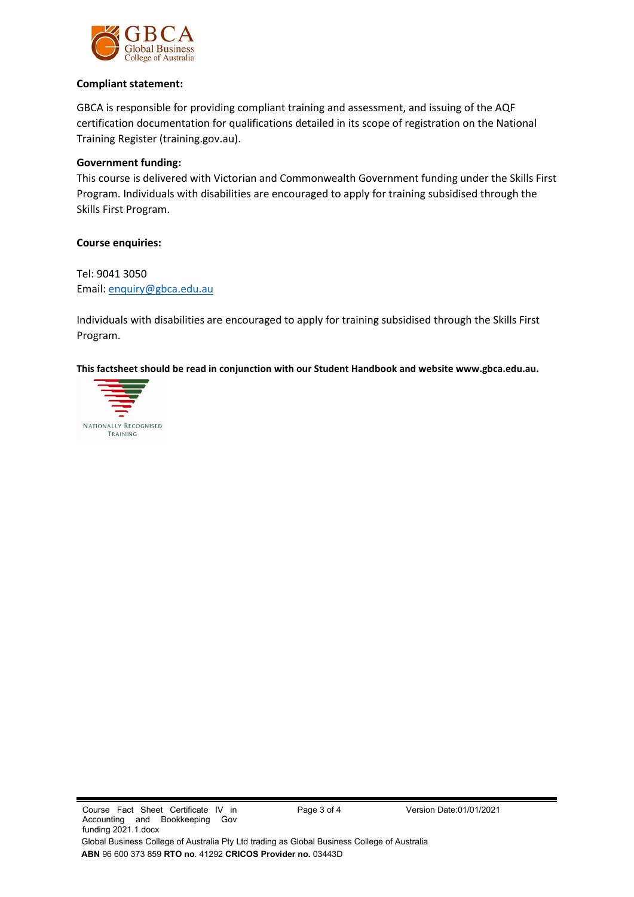**Compliant statement:**

GBCA is responsible for providing compliant training and assessment, and issuing of the AQF certification documentation for qualifications detailed in its scope of registration on the National Training Register (training.gov.au).

**Government funding:**

This course is delivered with Victorian and Commonwealth Government funding under the Skills First Program. Individuals with disabilities are encouraged to apply for training subsidised through the Skills First Program.

**Course enquiries:**

Tel: 9041 3050
Email: enquiry@gbca.edu.au

Individuals with disabilities are encouraged to apply for training subsidised through the Skills First Program.

**This factsheet should be read in conjunction with our Student Handbook and website www.gbca.edu.au.**

NATIONALLY RECOGNISED TRAINING